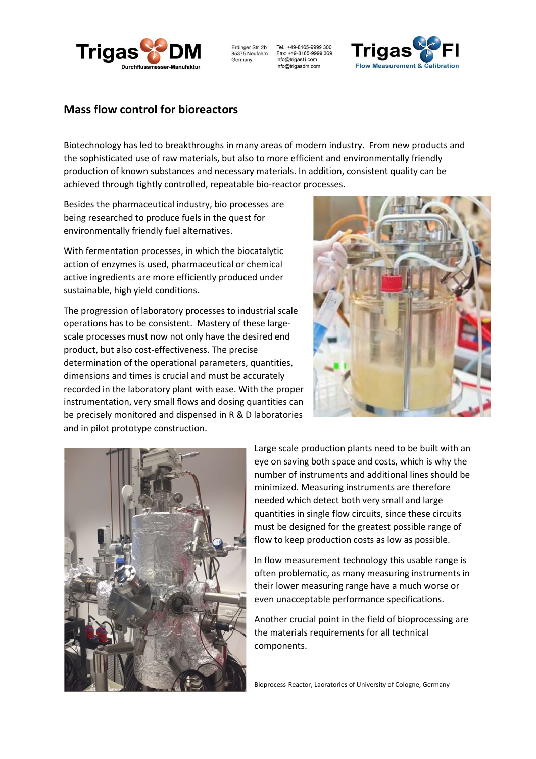## Mass flow control for bioreactors

Biotechnology has led to breakthroughs in many areas of modern industry. From new products and the sophisticated use of raw materials, but also to more efficient and environmentally friendly production of known substances and necessary materials. In addition, consistent quality can be achieved through tightly controlled, repeatable bio-reactor processes.

Besides the pharmaceutical industry, bio processes are being researched to produce fuels in the quest for environmentally friendly fuel alternatives.

With fermentation processes, in which the biocatalytic action of enzymes is used, pharmaceutical or chemical active ingredients are more efficiently produced under sustainable, high yield conditions.

The progression of laboratory processes to industrial scale operations has to be consistent. Mastery of these large-scale processes must now not only have the desired end product, but also cost-effectiveness. The precise determination of the operational parameters, quantities, dimensions and times is crucial and must be accurately recorded in the laboratory plant with ease. With the proper instrumentation, very small flows and dosing quantities can be precisely monitored and dispensed in R & D laboratories and in pilot prototype construction.

Large scale production plants need to be built with an eye on saving both space and costs, which is why the number of instruments and additional lines should be minimized. Measuring instruments are therefore needed which detect both very small and large quantities in single flow circuits, since these circuits must be designed for the greatest possible range of flow to keep production costs as low as possible.

In flow measurement technology this usable range is often problematic, as many measuring instruments in their lower measuring range have a much worse or even unacceptable performance specifications.

Another crucial point in the field of bioprocessing are the materials requirements for all technical components.

Bioprocess-Reactor, Laoratories of University of Cologne, Germany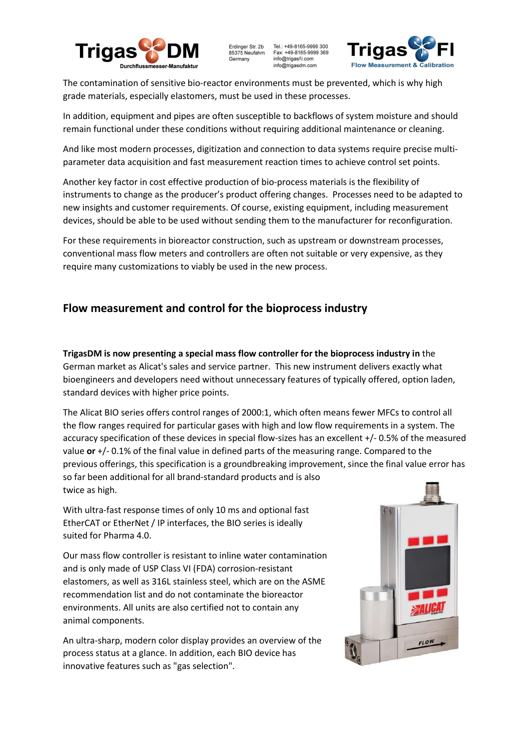The contamination of sensitive bio-reactor environments must be prevented, which is why high grade materials, especially elastomers, must be used in these processes.

In addition, equipment and pipes are often susceptible to backflows of system moisture and should remain functional under these conditions without requiring additional maintenance or cleaning.

And like most modern processes, digitization and connection to data systems require precise multi-parameter data acquisition and fast measurement reaction times to achieve control set points.

Another key factor in cost effective production of bio-process materials is the flexibility of instruments to change as the producer's product offering changes. Processes need to be adapted to new insights and customer requirements. Of course, existing equipment, including measurement devices, should be able to be used without sending them to the manufacturer for reconfiguration.

For these requirements in bioreactor construction, such as upstream or downstream processes, conventional mass flow meters and controllers are often not suitable or very expensive, as they require many customizations to viably be used in the new process.

## Flow measurement and control for the bioprocess industry

**TrigasDM is now presenting a special mass flow controller for the bioprocess industry in** the German market as Alicat's sales and service partner. This new instrument delivers exactly what bioengineers and developers need without unnecessary features of typically offered, option laden, standard devices with higher price points.

The Alicat BIO series offers control ranges of 2000:1, which often means fewer MFCs to control all the flow ranges required for particular gases with high and low flow requirements in a system. The accuracy specification of these devices in special flow-sizes has an excellent +/- 0.5% of the measured value **or** +/- 0.1% of the final value in defined parts of the measuring range. Compared to the previous offerings, this specification is a groundbreaking improvement, since the final value error has so far been additional for all brand-standard products and is also twice as high.

With ultra-fast response times of only 10 ms and optional fast EtherCAT or EtherNet / IP interfaces, the BIO series is ideally suited for Pharma 4.0.

Our mass flow controller is resistant to inline water contamination and is only made of USP Class VI (FDA) corrosion-resistant elastomers, as well as 316L stainless steel, which are on the ASME recommendation list and do not contaminate the bioreactor environments. All units are also certified not to contain any animal components.

An ultra-sharp, modern color display provides an overview of the process status at a glance. In addition, each BIO device has innovative features such as "gas selection".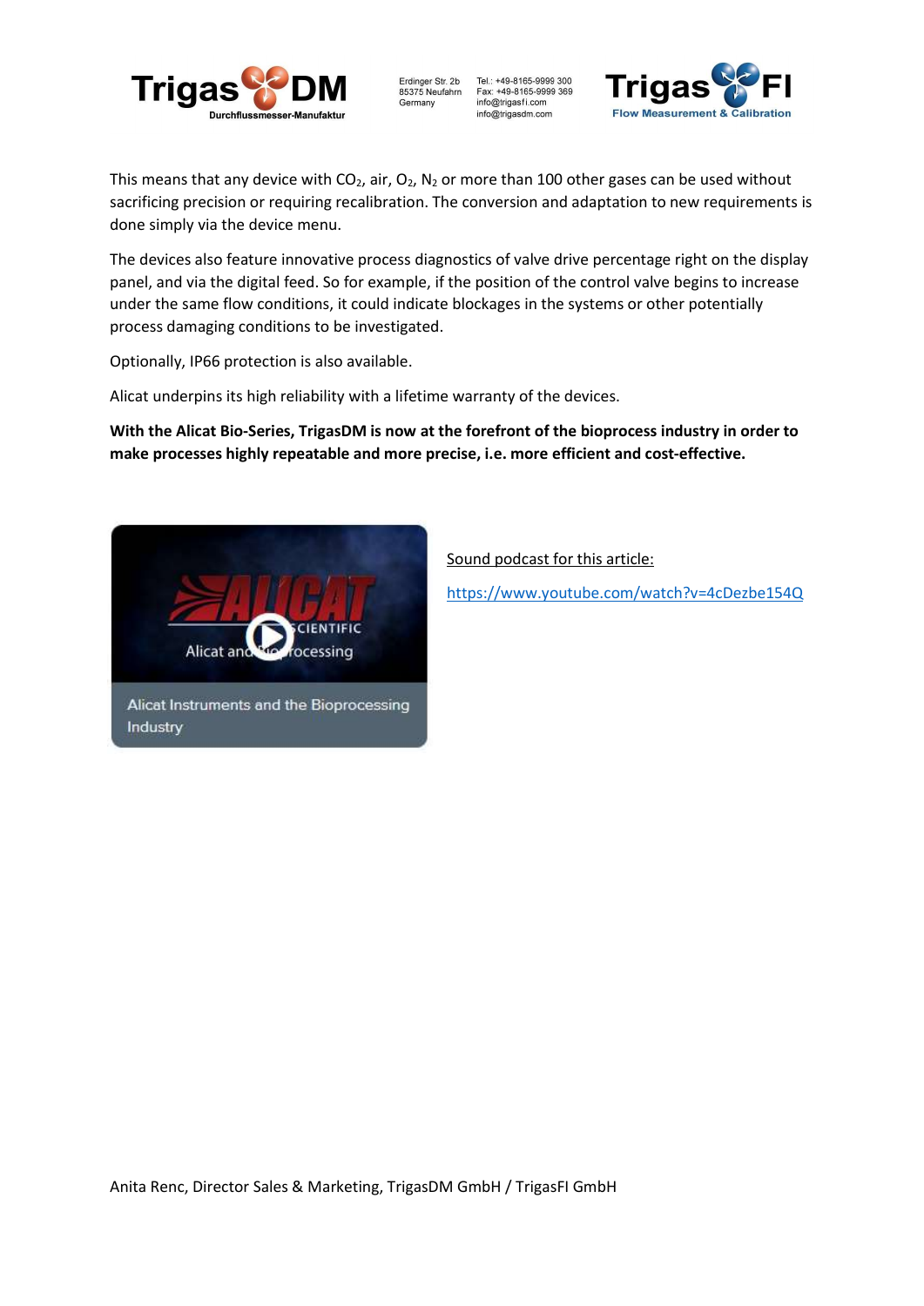This means that any device with $CO_2$, air, $O_2$, $N_2$ or more than 100 other gases can be used without sacrificing precision or requiring recalibration. The conversion and adaptation to new requirements is done simply via the device menu.

The devices also feature innovative process diagnostics of valve drive percentage right on the display panel, and via the digital feed. So for example, if the position of the control valve begins to increase under the same flow conditions, it could indicate blockages in the systems or other potentially process damaging conditions to be investigated.

Optionally, IP66 protection is also available.

Alicat underpins its high reliability with a lifetime warranty of the devices.

**With the Alicat Bio-Series, TrigasDM is now at the forefront of the bioprocess industry in order to make processes highly repeatable and more precise, i.e. more efficient and cost-effective.**

Alicat Instruments and the Bioprocessing Industry

Sound podcast for this article:

https://www.youtube.com/watch?v=4cDezbe154Q

Anita Renc, Director Sales & Marketing, TrigasDM GmbH / TrigasFI GmbH